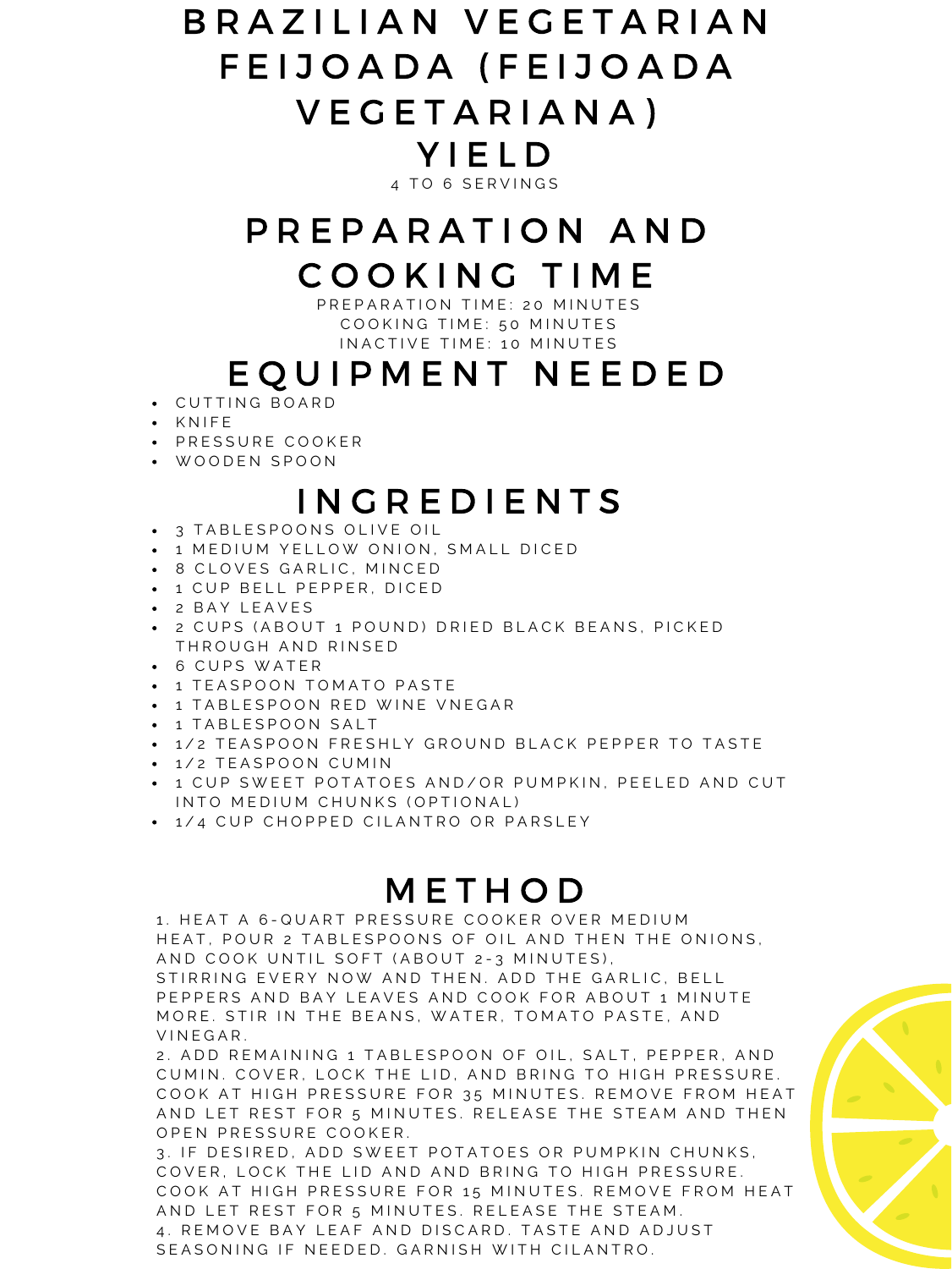# BRAZILIAN VEGETARIAN FEIJOADA (FEIJOADA VEGETARIANA)

## YIELD

4 TO 6 SERVINGS

## PREPARATION AND COOKING TIME

PREPARATION TIME: 20 MINUTES
COOKING TIME: 50 MINUTES
INACTIVE TIME: 10 MINUTES

## EQUIPMENT NEEDED

- CUTTING BOARD
- KNIFE
- PRESSURE COOKER
- WOODEN SPOON

## INGREDIENTS

- 3 TABLESPOONS OLIVE OIL
- 1 MEDIUM YELLOW ONION, SMALL DICED
- 8 CLOVES GARLIC, MINCED
- 1 CUP BELL PEPPER, DICED
- 2 BAY LEAVES
- 2 CUPS (ABOUT 1 POUND) DRIED BLACK BEANS, PICKED THROUGH AND RINSED
- 6 CUPS WATER
- 1 TEASPOON TOMATO PASTE
- 1 TABLESPOON RED WINE VNEGAR
- 1 TABLESPOON SALT
- 1/2 TEASPOON FRESHLY GROUND BLACK PEPPER TO TASTE
- 1/2 TEASPOON CUMIN
- 1 CUP SWEET POTATOES AND/OR PUMPKIN, PEELED AND CUT INTO MEDIUM CHUNKS (OPTIONAL)
- 1/4 CUP CHOPPED CILANTRO OR PARSLEY

## METHOD

1. HEAT A 6-QUART PRESSURE COOKER OVER MEDIUM HEAT, POUR 2 TABLESPOONS OF OIL AND THEN THE ONIONS, AND COOK UNTIL SOFT (ABOUT 2-3 MINUTES), STIRRING EVERY NOW AND THEN. ADD THE GARLIC, BELL PEPPERS AND BAY LEAVES AND COOK FOR ABOUT 1 MINUTE MORE. STIR IN THE BEANS, WATER, TOMATO PASTE, AND VINEGAR.
2. ADD REMAINING 1 TABLESPOON OF OIL, SALT, PEPPER, AND CUMIN. COVER, LOCK THE LID, AND BRING TO HIGH PRESSURE. COOK AT HIGH PRESSURE FOR 35 MINUTES. REMOVE FROM HEAT AND LET REST FOR 5 MINUTES. RELEASE THE STEAM AND THEN OPEN PRESSURE COOKER.
3. IF DESIRED, ADD SWEET POTATOES OR PUMPKIN CHUNKS, COVER, LOCK THE LID AND AND BRING TO HIGH PRESSURE. COOK AT HIGH PRESSURE FOR 15 MINUTES. REMOVE FROM HEAT AND LET REST FOR 5 MINUTES. RELEASE THE STEAM.
4. REMOVE BAY LEAF AND DISCARD. TASTE AND ADJUST SEASONING IF NEEDED. GARNISH WITH CILANTRO.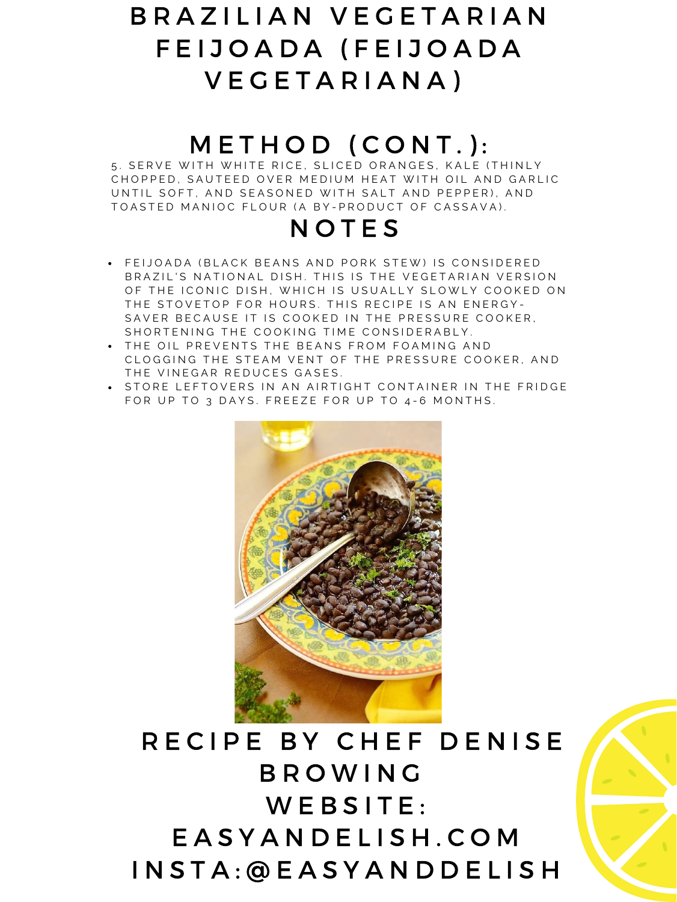# BRAZILIAN VEGETARIAN FEIJOADA (FEIJOADA VEGETARIANA)

## METHOD (CONT.):

5. SERVE WITH WHITE RICE, SLICED ORANGES, KALE (THINLY CHOPPED, SAUTEED OVER MEDIUM HEAT WITH OIL AND GARLIC UNTIL SOFT, AND SEASONED WITH SALT AND PEPPER), AND TOASTED MANIOC FLOUR (A BY-PRODUCT OF CASSAVA).

## NOTES

- FEIJOADA (BLACK BEANS AND PORK STEW) IS CONSIDERED BRAZIL'S NATIONAL DISH. THIS IS THE VEGETARIAN VERSION OF THE ICONIC DISH, WHICH IS USUALLY SLOWLY COOKED ON THE STOVETOP FOR HOURS. THIS RECIPE IS AN ENERGY-SAVER BECAUSE IT IS COOKED IN THE PRESSURE COOKER, SHORTENING THE COOKING TIME CONSIDERABLY.
- THE OIL PREVENTS THE BEANS FROM FOAMING AND CLOGGING THE STEAM VENT OF THE PRESSURE COOKER, AND THE VINEGAR REDUCES GASES.
- STORE LEFTOVERS IN AN AIRTIGHT CONTAINER IN THE FRIDGE FOR UP TO 3 DAYS. FREEZE FOR UP TO 4-6 MONTHS.

RECIPE BY CHEF DENISE BROWING

WEBSITE: EASYANDELISH.COM

INSTA:@EASYANDDELISH